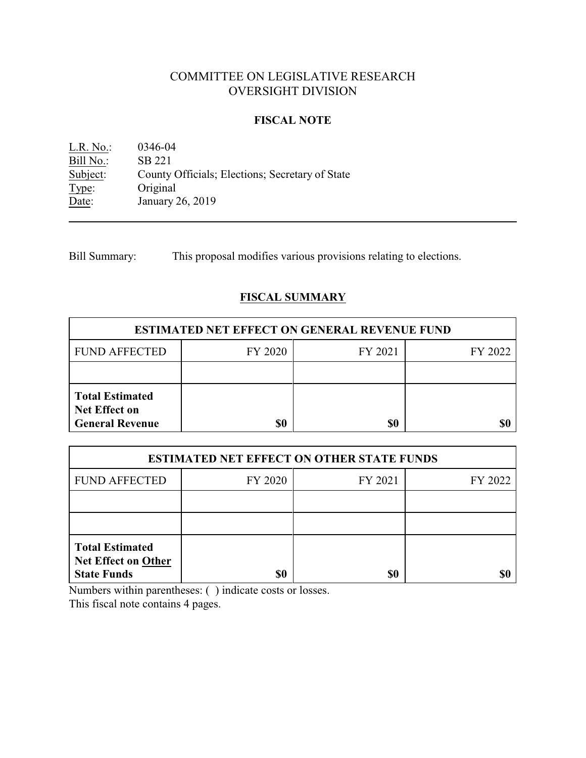# COMMITTEE ON LEGISLATIVE RESEARCH
# OVERSIGHT DIVISION

## FISCAL NOTE

L.R. No.: 0346-04
Bill No.: SB 221
Subject: County Officials; Elections; Secretary of State
Type: Original
Date: January 26, 2019

---

Bill Summary: This proposal modifies various provisions relating to elections.

## FISCAL SUMMARY

| ESTIMATED NET EFFECT ON GENERAL REVENUE FUND | | | |
|---|---|---|---|
| FUND AFFECTED | FY 2020 | FY 2021 | FY 2022 |
| | | | |
| **Total Estimated Net Effect on General Revenue** | **$0** | **$0** | **$0** |

| ESTIMATED NET EFFECT ON OTHER STATE FUNDS | | | |
|---|---|---|---|
| FUND AFFECTED | FY 2020 | FY 2021 | FY 2022 |
| | | | |
| | | | |
| **Total Estimated Net Effect on Other State Funds** | **$0** | **$0** | **$0** |

Numbers within parentheses: ( ) indicate costs or losses.
This fiscal note contains 4 pages.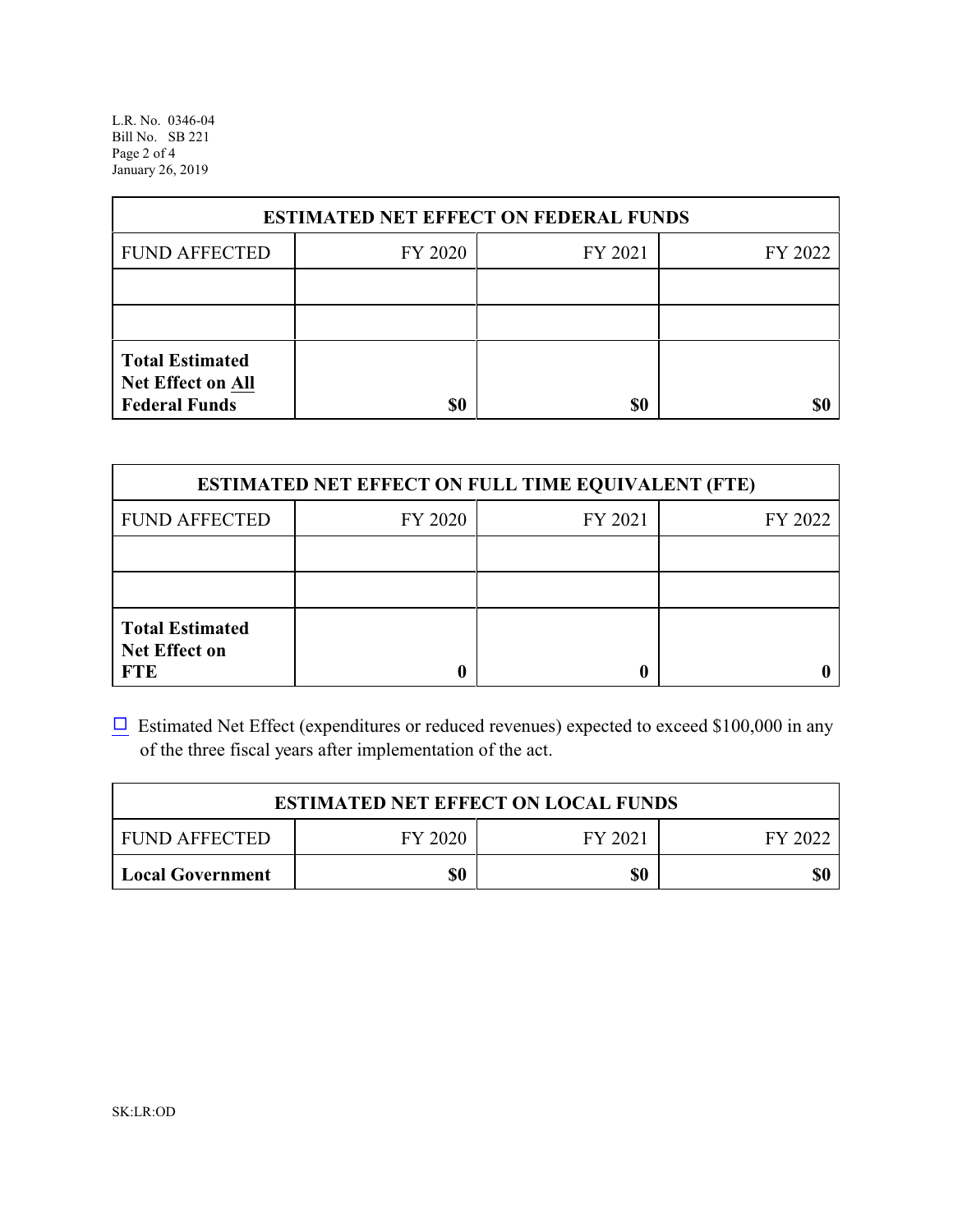| ESTIMATED NET EFFECT ON FEDERAL FUNDS | | | |
|---|---|---|---|
| FUND AFFECTED | FY 2020 | FY 2021 | FY 2022 |
| | | | |
| | | | |
| **Total Estimated Net Effect on All Federal Funds** | **$0** | **$0** | **$0** |

| ESTIMATED NET EFFECT ON FULL TIME EQUIVALENT (FTE) | | | |
|---|---|---|---|
| FUND AFFECTED | FY 2020 | FY 2021 | FY 2022 |
| | | | |
| | | | |
| **Total Estimated Net Effect on FTE** | **0** | **0** | **0** |

☐ Estimated Net Effect (expenditures or reduced revenues) expected to exceed $100,000 in any of the three fiscal years after implementation of the act.

| ESTIMATED NET EFFECT ON LOCAL FUNDS | | | |
|---|---|---|---|
| FUND AFFECTED | FY 2020 | FY 2021 | FY 2022 |
| **Local Government** | **$0** | **$0** | **$0** |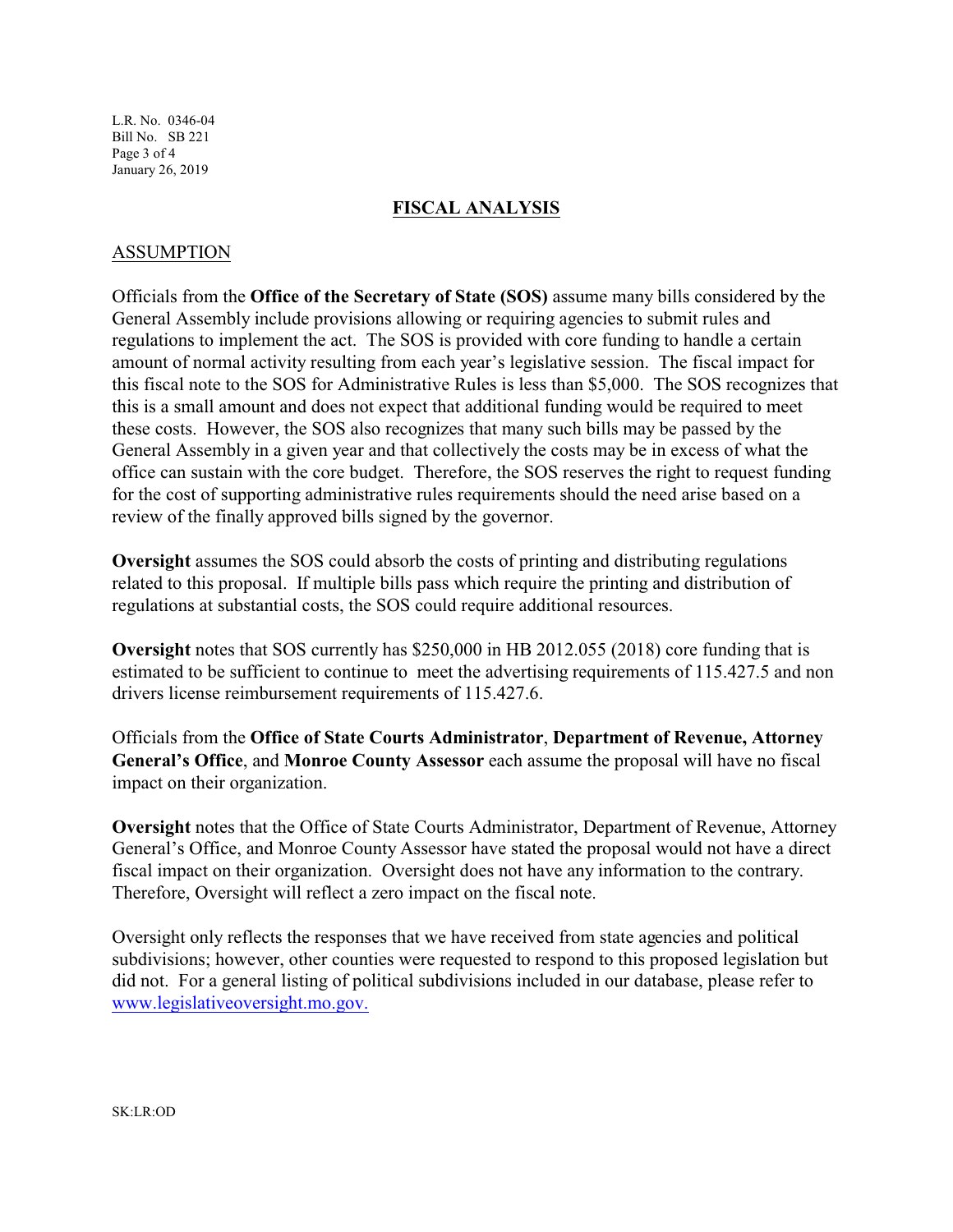## FISCAL ANALYSIS

### ASSUMPTION

Officials from the **Office of the Secretary of State (SOS)** assume many bills considered by the General Assembly include provisions allowing or requiring agencies to submit rules and regulations to implement the act. The SOS is provided with core funding to handle a certain amount of normal activity resulting from each year's legislative session. The fiscal impact for this fiscal note to the SOS for Administrative Rules is less than $5,000. The SOS recognizes that this is a small amount and does not expect that additional funding would be required to meet these costs. However, the SOS also recognizes that many such bills may be passed by the General Assembly in a given year and that collectively the costs may be in excess of what the office can sustain with the core budget. Therefore, the SOS reserves the right to request funding for the cost of supporting administrative rules requirements should the need arise based on a review of the finally approved bills signed by the governor.

**Oversight** assumes the SOS could absorb the costs of printing and distributing regulations related to this proposal. If multiple bills pass which require the printing and distribution of regulations at substantial costs, the SOS could require additional resources.

**Oversight** notes that SOS currently has $250,000 in HB 2012.055 (2018) core funding that is estimated to be sufficient to continue to meet the advertising requirements of 115.427.5 and non drivers license reimbursement requirements of 115.427.6.

Officials from the **Office of State Courts Administrator**, **Department of Revenue, Attorney General's Office**, and **Monroe County Assessor** each assume the proposal will have no fiscal impact on their organization.

**Oversight** notes that the Office of State Courts Administrator, Department of Revenue, Attorney General's Office, and Monroe County Assessor have stated the proposal would not have a direct fiscal impact on their organization. Oversight does not have any information to the contrary. Therefore, Oversight will reflect a zero impact on the fiscal note.

Oversight only reflects the responses that we have received from state agencies and political subdivisions; however, other counties were requested to respond to this proposed legislation but did not. For a general listing of political subdivisions included in our database, please refer to www.legislativeoversight.mo.gov.

SK:LR:OD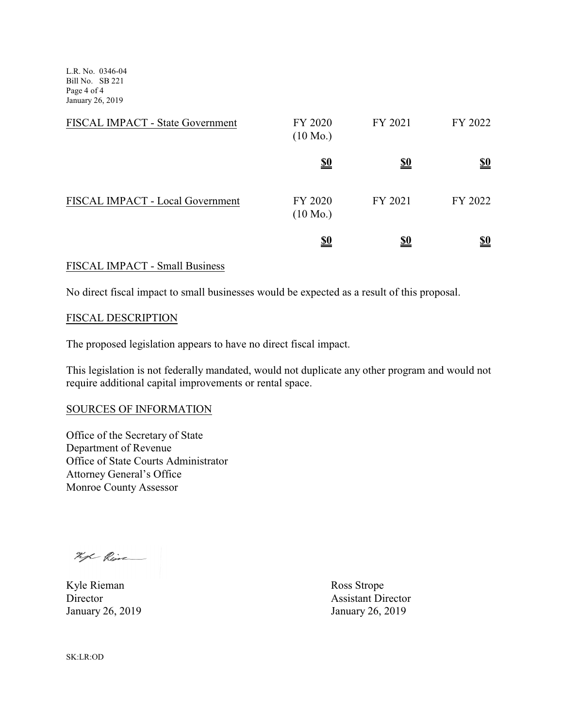| FISCAL IMPACT - State Government | FY 2020 (10 Mo.) | FY 2021 | FY 2022 |
|---|---|---|---|
| | **$0** | **$0** | **$0** |

| FISCAL IMPACT - Local Government | FY 2020 (10 Mo.) | FY 2021 | FY 2022 |
|---|---|---|---|
| | **$0** | **$0** | **$0** |

## FISCAL IMPACT - Small Business

No direct fiscal impact to small businesses would be expected as a result of this proposal.

## FISCAL DESCRIPTION

The proposed legislation appears to have no direct fiscal impact.

This legislation is not federally mandated, would not duplicate any other program and would not require additional capital improvements or rental space.

## SOURCES OF INFORMATION

Office of the Secretary of State
Department of Revenue
Office of State Courts Administrator
Attorney General's Office
Monroe County Assessor

Kyle Rieman
Director
January 26, 2019

Ross Strope
Assistant Director
January 26, 2019

SK:LR:OD